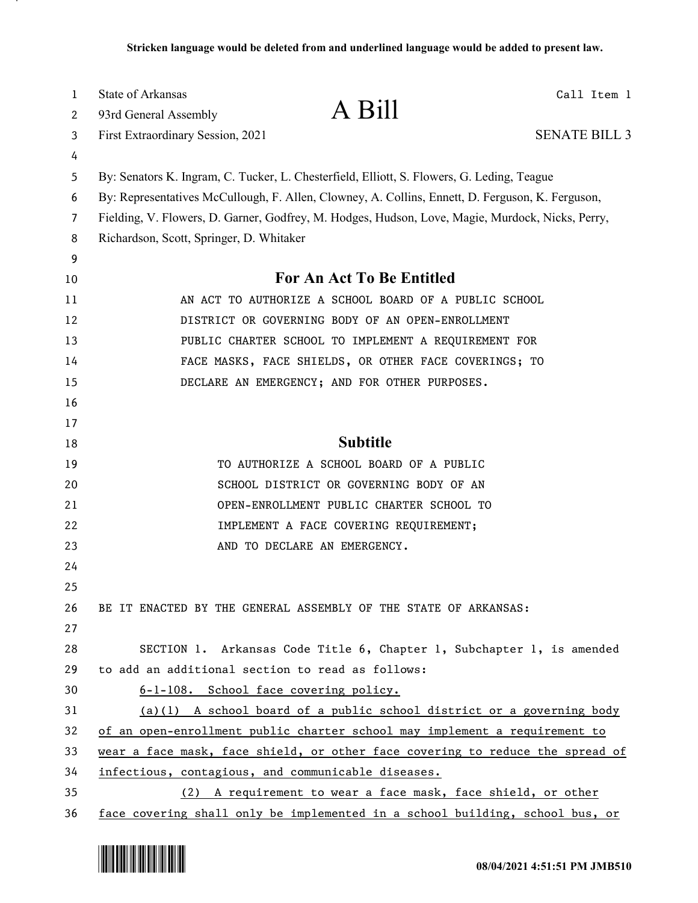Stricken language would be deleted from and underlined language would be added to present law.

State of Arkansas
93rd General Assembly
First Extraordinary Session, 2021

# A Bill

Call Item 1

SENATE BILL 3

By: Senators K. Ingram, C. Tucker, L. Chesterfield, Elliott, S. Flowers, G. Leding, Teague
By: Representatives McCullough, F. Allen, Clowney, A. Collins, Ennett, D. Ferguson, K. Ferguson, Fielding, V. Flowers, D. Garner, Godfrey, M. Hodges, Hudson, Love, Magie, Murdock, Nicks, Perry, Richardson, Scott, Springer, D. Whitaker

## For An Act To Be Entitled

AN ACT TO AUTHORIZE A SCHOOL BOARD OF A PUBLIC SCHOOL DISTRICT OR GOVERNING BODY OF AN OPEN-ENROLLMENT PUBLIC CHARTER SCHOOL TO IMPLEMENT A REQUIREMENT FOR FACE MASKS, FACE SHIELDS, OR OTHER FACE COVERINGS; TO DECLARE AN EMERGENCY; AND FOR OTHER PURPOSES.

## Subtitle

TO AUTHORIZE A SCHOOL BOARD OF A PUBLIC SCHOOL DISTRICT OR GOVERNING BODY OF AN OPEN-ENROLLMENT PUBLIC CHARTER SCHOOL TO IMPLEMENT A FACE COVERING REQUIREMENT; AND TO DECLARE AN EMERGENCY.

BE IT ENACTED BY THE GENERAL ASSEMBLY OF THE STATE OF ARKANSAS:

SECTION 1. Arkansas Code Title 6, Chapter 1, Subchapter 1, is amended to add an additional section to read as follows:

<u>6-1-108. School face covering policy.</u>

<u>(a)(1) A school board of a public school district or a governing body of an open-enrollment public charter school may implement a requirement to wear a face mask, face shield, or other face covering to reduce the spread of infectious, contagious, and communicable diseases.</u>

<u>(2) A requirement to wear a face mask, face shield, or other face covering shall only be implemented in a school building, school bus, or</u>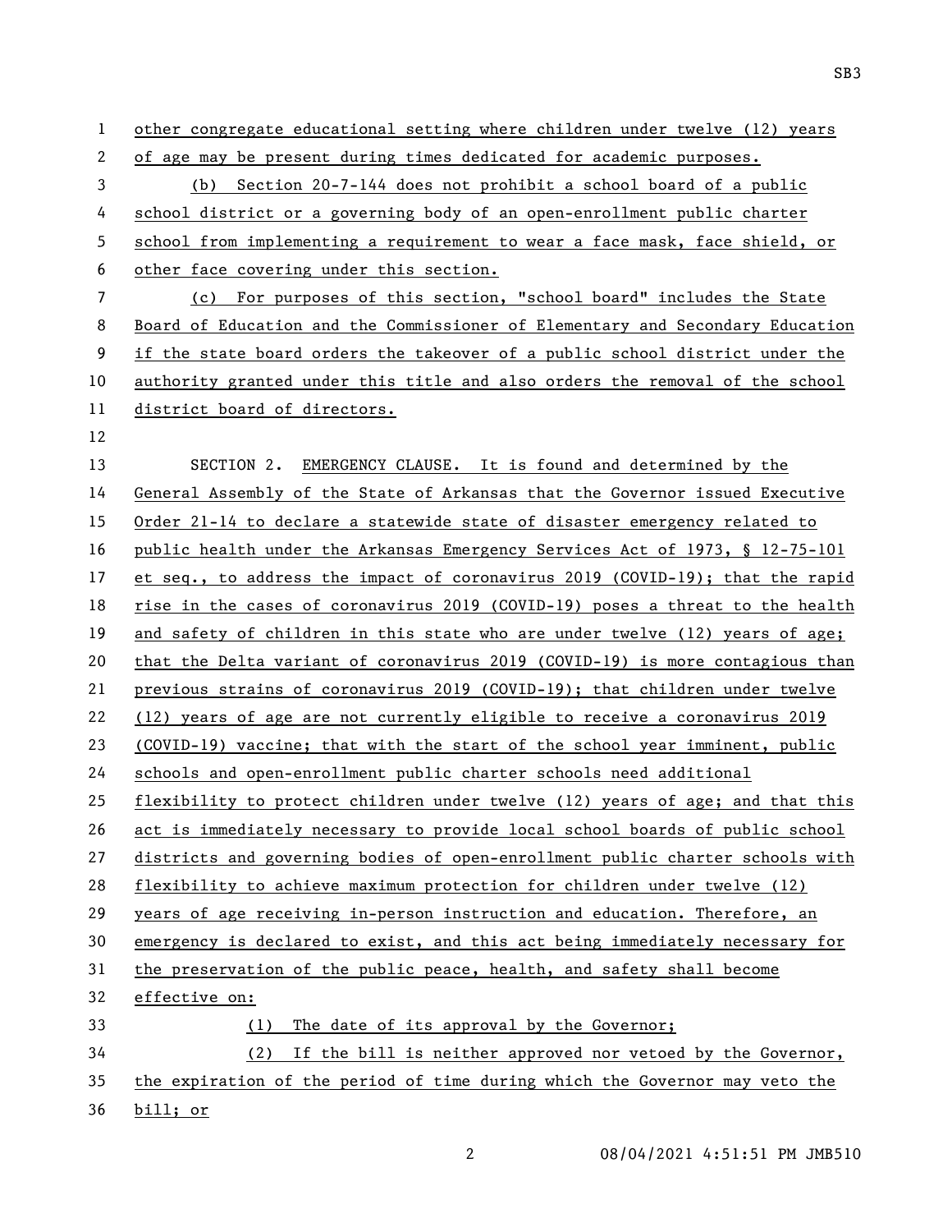other congregate educational setting where children under twelve (12) years of age may be present during times dedicated for academic purposes.

(b) Section 20-7-144 does not prohibit a school board of a public school district or a governing body of an open-enrollment public charter school from implementing a requirement to wear a face mask, face shield, or other face covering under this section.

(c) For purposes of this section, "school board" includes the State Board of Education and the Commissioner of Elementary and Secondary Education if the state board orders the takeover of a public school district under the authority granted under this title and also orders the removal of the school district board of directors.

SECTION 2. EMERGENCY CLAUSE. It is found and determined by the General Assembly of the State of Arkansas that the Governor issued Executive Order 21-14 to declare a statewide state of disaster emergency related to public health under the Arkansas Emergency Services Act of 1973, § 12-75-101 et seq., to address the impact of coronavirus 2019 (COVID-19); that the rapid rise in the cases of coronavirus 2019 (COVID-19) poses a threat to the health and safety of children in this state who are under twelve (12) years of age; that the Delta variant of coronavirus 2019 (COVID-19) is more contagious than previous strains of coronavirus 2019 (COVID-19); that children under twelve (12) years of age are not currently eligible to receive a coronavirus 2019 (COVID-19) vaccine; that with the start of the school year imminent, public schools and open-enrollment public charter schools need additional flexibility to protect children under twelve (12) years of age; and that this act is immediately necessary to provide local school boards of public school districts and governing bodies of open-enrollment public charter schools with flexibility to achieve maximum protection for children under twelve (12) years of age receiving in-person instruction and education. Therefore, an emergency is declared to exist, and this act being immediately necessary for the preservation of the public peace, health, and safety shall become effective on:

(1) The date of its approval by the Governor;

(2) If the bill is neither approved nor vetoed by the Governor, the expiration of the period of time during which the Governor may veto the bill; or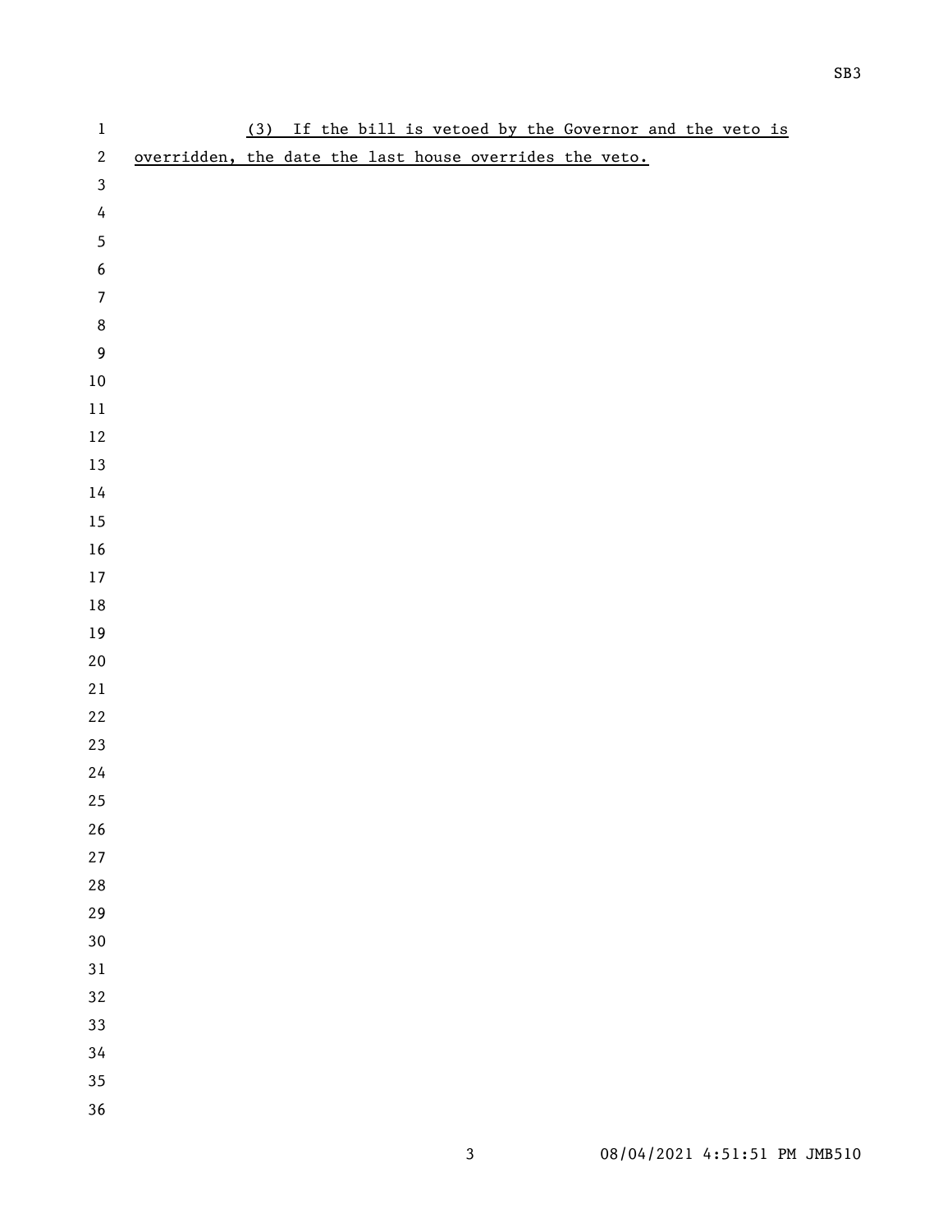(3) If the bill is vetoed by the Governor and the veto is overridden, the date the last house overrides the veto.